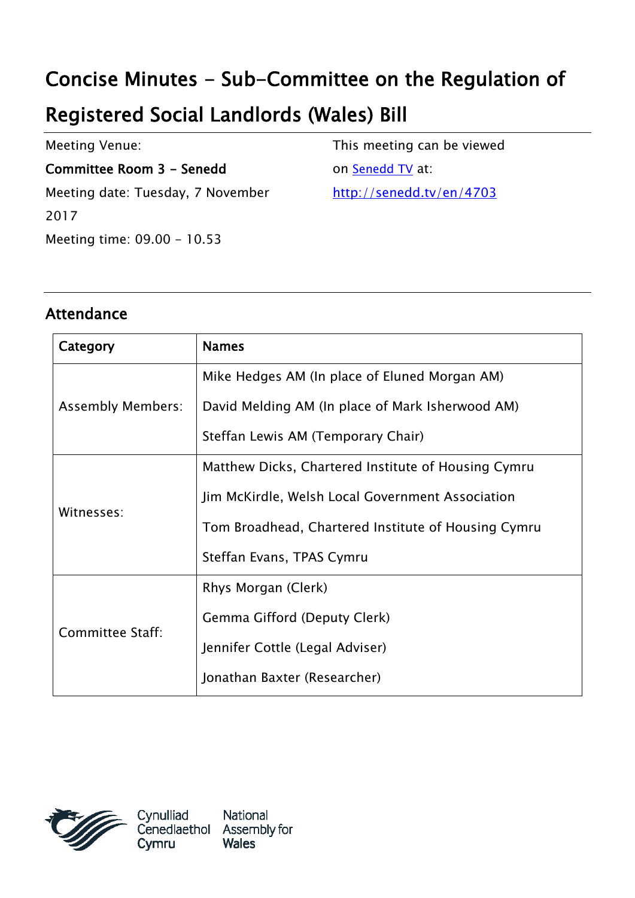# Concise Minutes - Sub-Committee on the Regulation of Registered Social Landlords (Wales) Bill

Meeting Venue:
**Committee Room 3 - Senedd**
Meeting date: Tuesday, 7 November 2017
Meeting time: 09.00 - 10.53

This meeting can be viewed on [Senedd TV](http://senedd.tv/en/4703) at:
http://senedd.tv/en/4703

## Attendance

| Category | Names |
|---|---|
| Assembly Members: | Mike Hedges AM (In place of Eluned Morgan AM)<br>David Melding AM (In place of Mark Isherwood AM)<br>Steffan Lewis AM (Temporary Chair) |
| Witnesses: | Matthew Dicks, Chartered Institute of Housing Cymru<br>Jim McKirdle, Welsh Local Government Association<br>Tom Broadhead, Chartered Institute of Housing Cymru<br>Steffan Evans, TPAS Cymru |
| Committee Staff: | Rhys Morgan (Clerk)<br>Gemma Gifford (Deputy Clerk)<br>Jennifer Cottle (Legal Adviser)<br>Jonathan Baxter (Researcher) |

Cynulliad Cenedlaethol Cymru
National Assembly for Wales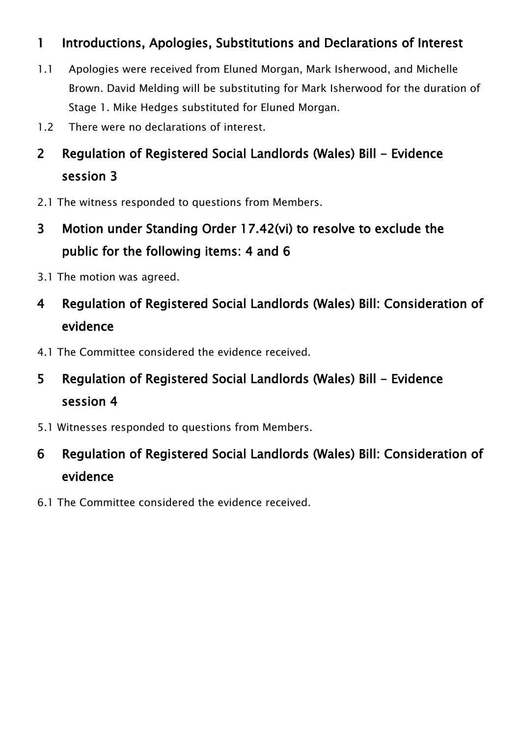## 1 Introductions, Apologies, Substitutions and Declarations of Interest

1.1 Apologies were received from Eluned Morgan, Mark Isherwood, and Michelle Brown. David Melding will be substituting for Mark Isherwood for the duration of Stage 1. Mike Hedges substituted for Eluned Morgan.

1.2 There were no declarations of interest.

## 2 Regulation of Registered Social Landlords (Wales) Bill - Evidence session 3

2.1 The witness responded to questions from Members.

## 3 Motion under Standing Order 17.42(vi) to resolve to exclude the public for the following items: 4 and 6

3.1 The motion was agreed.

## 4 Regulation of Registered Social Landlords (Wales) Bill: Consideration of evidence

4.1 The Committee considered the evidence received.

## 5 Regulation of Registered Social Landlords (Wales) Bill - Evidence session 4

5.1 Witnesses responded to questions from Members.

## 6 Regulation of Registered Social Landlords (Wales) Bill: Consideration of evidence

6.1 The Committee considered the evidence received.